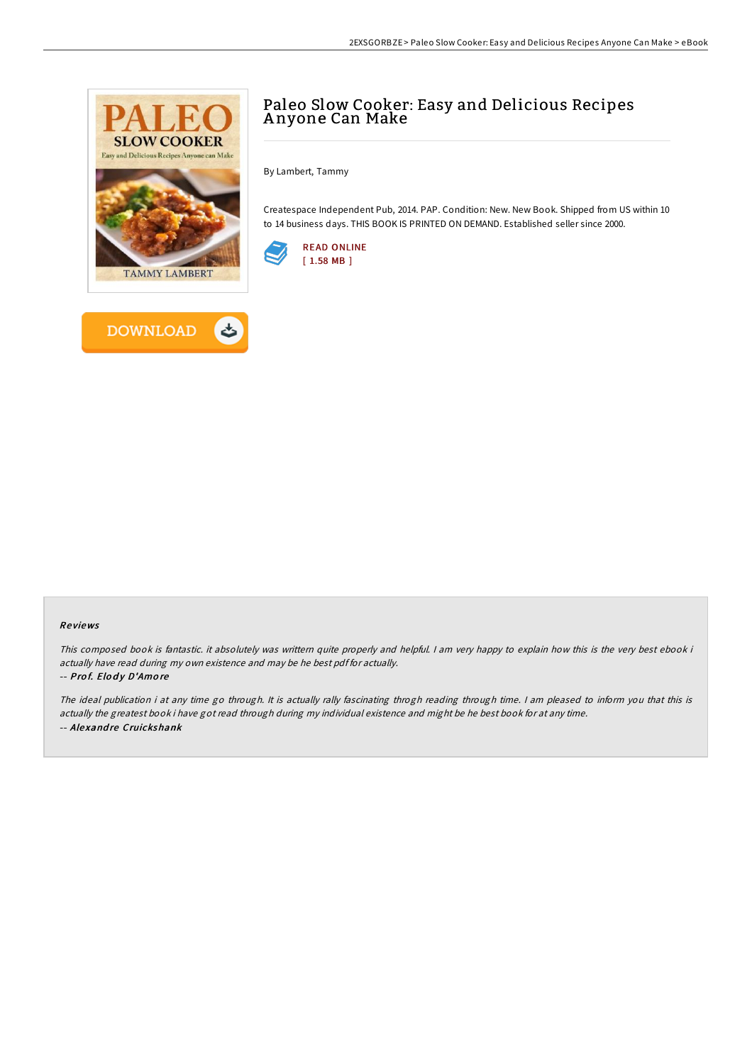# Paleo Slow Cooker: Easy and Delicious Recipes Anyone Can Make

By Lambert, Tammy

Createspace Independent Pub, 2014. PAP. Condition: New. New Book. Shipped from US within 10 to 14 business days. THIS BOOK IS PRINTED ON DEMAND. Established seller since 2000.

READ ONLINE
[ 1.58 MB ]

DOWNLOAD

### Reviews

*This composed book is fantastic. it absolutely was writtern quite properly and helpful. I am very happy to explain how this is the very best ebook i actually have read during my own existence and may be he best pdf for actually.*

-- ***Prof. Elody D'Amore***

*The ideal publication i at any time go through. It is actually rally fascinating throgh reading through time. I am pleased to inform you that this is actually the greatest book i have got read through during my individual existence and might be he best book for at any time.*

-- ***Alexandre Cruickshank***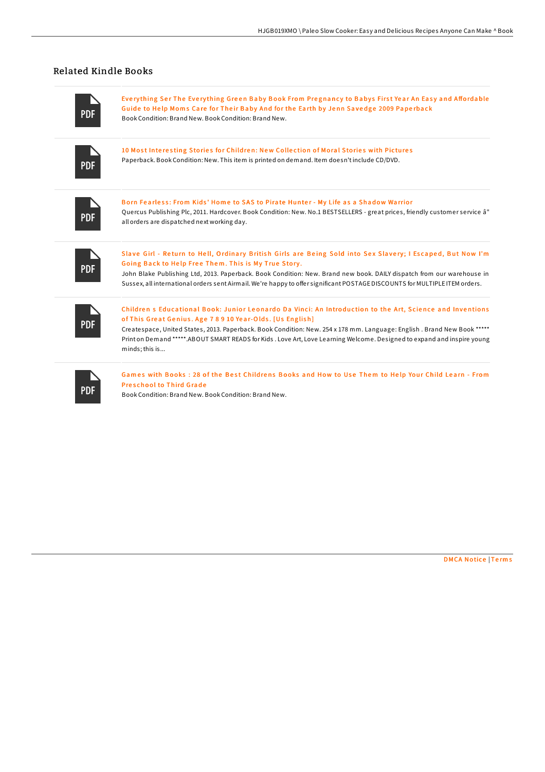## Related Kindle Books

**Everything Ser The Everything Green Baby Book From Pregnancy to Babys First Year An Easy and Affordable Guide to Help Moms Care for Their Baby And for the Earth by Jenn Savedge 2009 Paperback**

Book Condition: Brand New. Book Condition: Brand New.

**10 Most Interesting Stories for Children: New Collection of Moral Stories with Pictures**

Paperback. Book Condition: New. This item is printed on demand. Item doesn't include CD/DVD.

**Born Fearless: From Kids' Home to SAS to Pirate Hunter - My Life as a Shadow Warrior**

Quercus Publishing Plc, 2011. Hardcover. Book Condition: New. No.1 BESTSELLERS - great prices, friendly customer service â" all orders are dispatched next working day.

**Slave Girl - Return to Hell, Ordinary British Girls are Being Sold into Sex Slavery; I Escaped, But Now I'm Going Back to Help Free Them. This is My True Story.**

John Blake Publishing Ltd, 2013. Paperback. Book Condition: New. Brand new book. DAILY dispatch from our warehouse in Sussex, all international orders sent Airmail. We're happy to offer significant POSTAGE DISCOUNTS for MULTIPLE ITEM orders.

**Children s Educational Book: Junior Leonardo Da Vinci: An Introduction to the Art, Science and Inventions of This Great Genius. Age 7 8 9 10 Year-Olds. [Us English]**

Createspace, United States, 2013. Paperback. Book Condition: New. 254 x 178 mm. Language: English . Brand New Book ***** Print on Demand *****.ABOUT SMART READS for Kids . Love Art, Love Learning Welcome. Designed to expand and inspire young minds; this is...

**Games with Books : 28 of the Best Childrens Books and How to Use Them to Help Your Child Learn - From Preschool to Third Grade**

Book Condition: Brand New. Book Condition: Brand New.

DMCA Notice | Terms